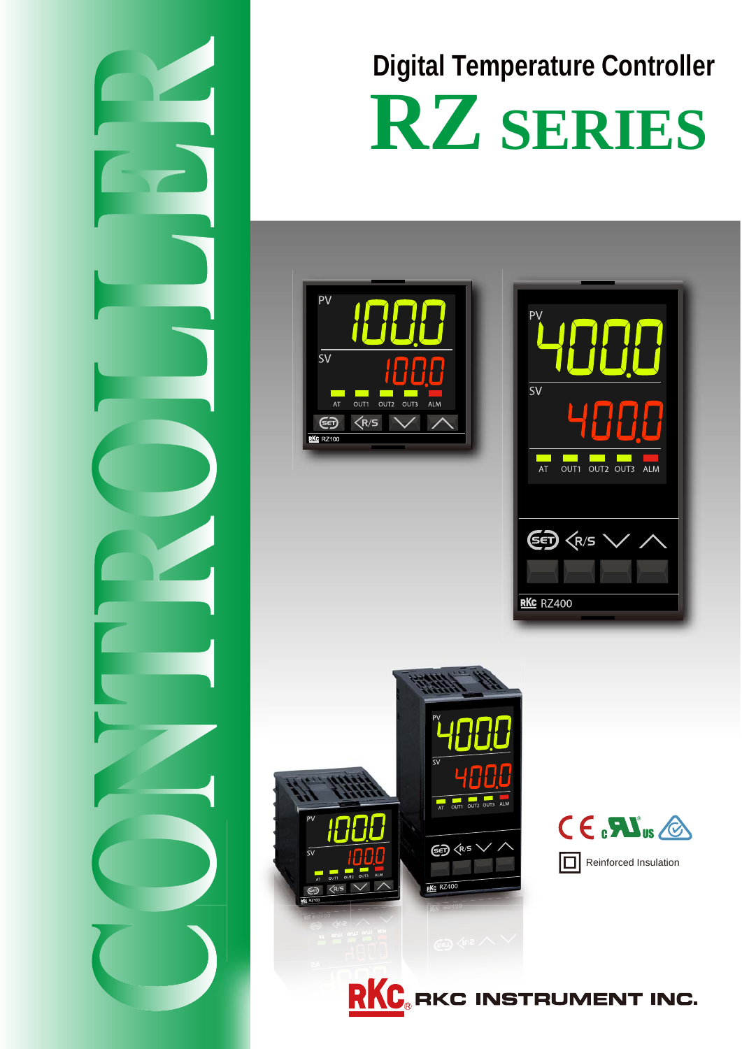CONTROLLER

# Digital Temperature Controller

# RZ SERIES

Reinforced Insulation

RKC INSTRUMENT INC.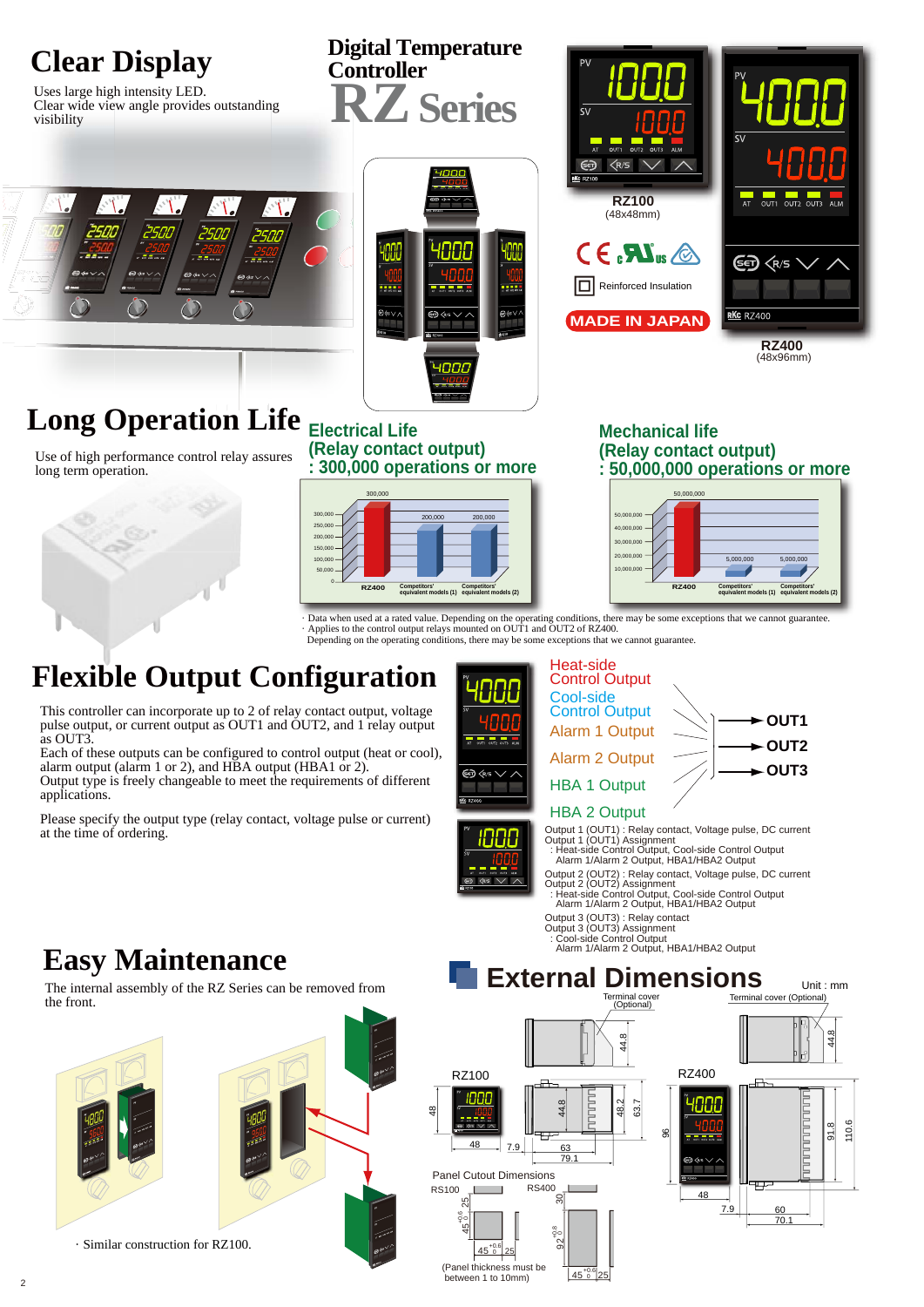# Clear Display

Uses large high intensity LED.
Clear wide view angle provides outstanding visibility

## Digital Temperature Controller

# RZ Series

RZ100
(48x48mm)

Reinforced Insulation

MADE IN JAPAN

RZ400
(48x96mm)

# Long Operation Life

Use of high performance control relay assures long term operation.

**Electrical Life (Relay contact output) : 300,000 operations or more**

| | RZ400 | Competitors' equivalent models (1) | Competitors' equivalent models (2) |
|---|---|---|---|
| Operations | 300,000 | 200,000 | 200,000 |

**Mechanical life (Relay contact output) : 50,000,000 operations or more**

| | RZ400 | Competitors' equivalent models (1) | Competitors' equivalent models (2) |
|---|---|---|---|
| Operations | 50,000,000 | 5,000,000 | 5,000,000 |

· Data when used at a rated value. Depending on the operating conditions, there may be some exceptions that we cannot guarantee.
· Applies to the control output relays mounted on OUT1 and OUT2 of RZ400.
Depending on the operating conditions, there may be some exceptions that we cannot guarantee.

# Flexible Output Configuration

This controller can incorporate up to 2 of relay contact output, voltage pulse output, or current output as OUT1 and OUT2, and 1 relay output as OUT3.
Each of these outputs can be configured to control output (heat or cool), alarm output (alarm 1 or 2), and HBA output (HBA1 or 2).
Output type is freely changeable to meet the requirements of different applications.

Please specify the output type (relay contact, voltage pulse or current) at the time of ordering.

Heat-side Control Output / Cool-side Control Output / Alarm 1 Output / Alarm 2 Output / HBA 1 Output / HBA 2 Output → OUT1 / OUT2 / OUT3

Output 1 (OUT1) : Relay contact, Voltage pulse, DC current
Output 1 (OUT1) Assignment
: Heat-side Control Output, Cool-side Control Output
Alarm 1/Alarm 2 Output, HBA1/HBA2 Output

Output 2 (OUT2) : Relay contact, Voltage pulse, DC current
Output 2 (OUT2) Assignment
: Heat-side Control Output, Cool-side Control Output
Alarm 1/Alarm 2 Output, HBA1/HBA2 Output

Output 3 (OUT3) : Relay contact
Output 3 (OUT3) Assignment
: Cool-side Control Output
Alarm 1/Alarm 2 Output, HBA1/HBA2 Output

# Easy Maintenance

The internal assembly of the RZ Series can be removed from the front.

· Similar construction for RZ100.

## External Dimensions

Unit : mm

RZ100: 48 x 48, depth 7.9 + 63 (79.1 with terminal cover), 44.8, 48.2, 63.7; Terminal cover (Optional)

RZ400: 48 x 96, depth 7.9 + 60 (70.1 with terminal cover), 44.8, 91.8, 110.6; Terminal cover (Optional)

Panel Cutout Dimensions

RS100: $45^{+0.6}_{0}$ x $45^{+0.6}_{0}$, spacing 25

RS400: $45^{+0.6}_{0}$ x $92^{+0.8}_{0}$, spacing 25, 30

(Panel thickness must be between 1 to 10mm)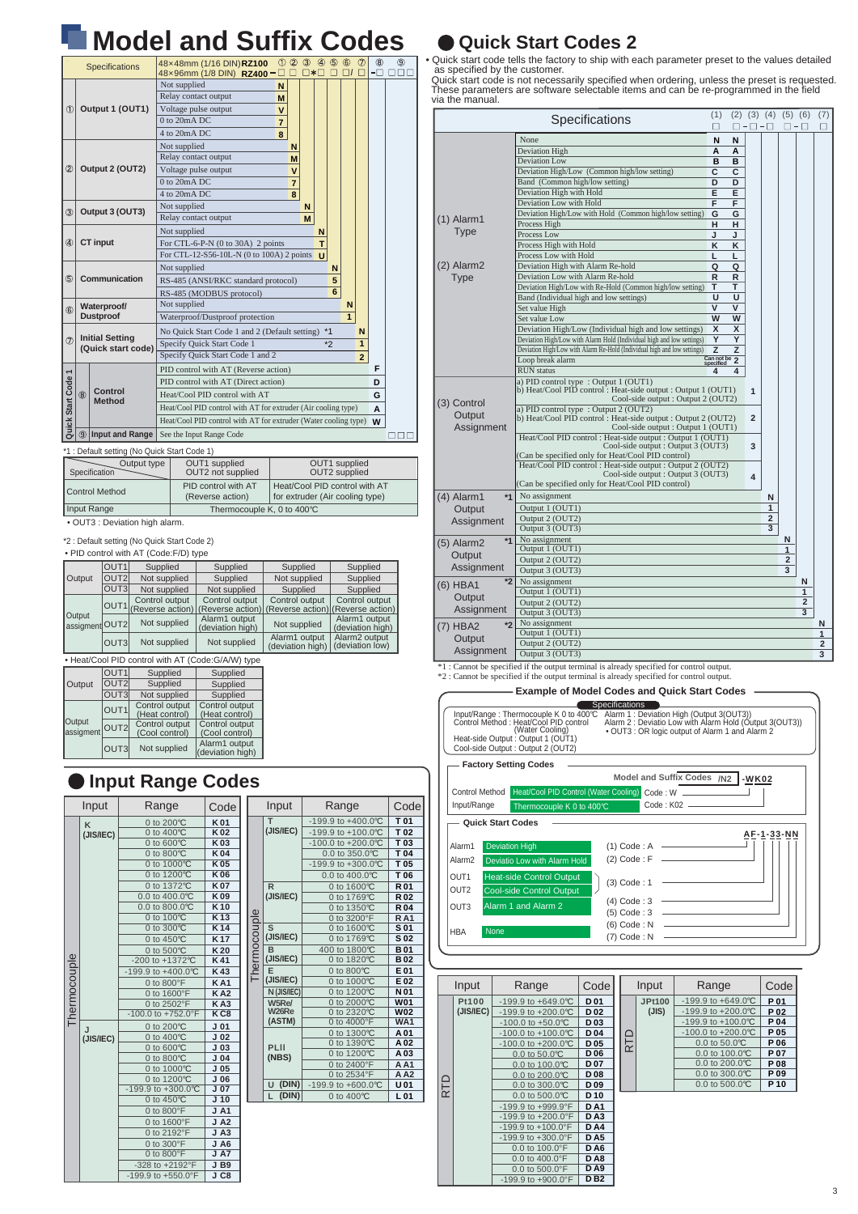# Model and Suffix Codes

| Specifications | | 48×48mm (1/16 DIN) RZ100 / 48×96mm (1/8 DIN) RZ400 | Code |
|---|---|---|---|
| ① Output 1 (OUT1) | | Not supplied | N |
| | | Relay contact output | M |
| | | Voltage pulse output | V |
| | | 0 to 20mA DC | 7 |
| | | 4 to 20mA DC | 8 |
| ② Output 2 (OUT2) | | Not supplied | N |
| | | Relay contact output | M |
| | | Voltage pulse output | V |
| | | 0 to 20mA DC | 7 |
| | | 4 to 20mA DC | 8 |
| ③ Output 3 (OUT3) | | Not supplied | N |
| | | Relay contact output | M |
| ④ CT input | | Not supplied | N |
| | | For CTL-6-P-N (0 to 30A) 2 points | T |
| | | For CTL-12-S56-10L-N (0 to 100A) 2 points | U |
| ⑤ Communication | | Not supplied | N |
| | | RS-485 (ANSI/RKC standard protocol) | 5 |
| | | RS-485 (MODBUS protocol) | 6 |
| ⑥ Waterproof/Dustproof | | Not supplied | N |
| | | Waterproof/Dustproof protection | 1 |
| ⑦ Initial Setting (Quick start code) | | No Quick Start Code 1 and 2 (Default setting) *1 | N |
| | | Specify Quick Start Code 1 *2 | 1 |
| | | Specify Quick Start Code 1 and 2 | 2 |
| Quick Start Code 1 | ⑧ Control Method | PID control with AT (Reverse action) | F |
| | | PID control with AT (Direct action) | D |
| | | Heat/Cool PID control with AT | G |
| | | Heat/Cool PID control with AT for extruder (Air cooling type) | A |
| | | Heat/Cool PID control with AT for extruder (Water cooling type) | W |
| | ⑨ Input and Range | See the Input Range Code | □□□ |

*1 : Default setting (No Quick Start Code 1)

| Specification \ Output type | OUT1 supplied, OUT2 not supplied | OUT1 supplied, OUT2 supplied |
|---|---|---|
| Control Method | PID control with AT (Reverse action) | Heat/Cool PID control with AT for extruder (Air cooling type) |
| Input Range | Thermocouple K, 0 to 400°C | |

• OUT3 : Deviation high alarm.

*2 : Default setting (No Quick Start Code 2)

• PID control with AT (Code:F/D) type

| | | | | | |
|---|---|---|---|---|---|
| Output | OUT1 | Supplied | Supplied | Supplied | Supplied |
| | OUT2 | Not supplied | Supplied | Not supplied | Supplied |
| | OUT3 | Not supplied | Not supplied | Supplied | Supplied |
| Output assigment | OUT1 | Control output (Reverse action) | Control output (Reverse action) | Control output (Reverse action) | Control output (Reverse action) |
| | OUT2 | Not supplied | Alarm1 output (deviation high) | Not supplied | Alarm1 output (deviation high) |
| | OUT3 | Not supplied | Not supplied | Alarm1 output (deviation high) | Alarm2 output (deviation low) |

• Heat/Cool PID control with AT (Code:G/A/W) type

| | | | |
|---|---|---|---|
| Output | OUT1 | Supplied | Supplied |
| | OUT2 | Supplied | Supplied |
| | OUT3 | Not supplied | Supplied |
| Output assigment | OUT1 | Control output (Heat control) | Control output (Heat control) |
| | OUT2 | Control output (Cool control) | Control output (Cool control) |
| | OUT3 | Not supplied | Alarm1 output (deviation high) |

# Input Range Codes

| Input | | Range | Code |
|---|---|---|---|
| Thermocouple | K (JIS/IEC) | 0 to 200°C | K01 |
| | | 0 to 400°C | K02 |
| | | 0 to 600°C | K03 |
| | | 0 to 800°C | K04 |
| | | 0 to 1000°C | K05 |
| | | 0 to 1200°C | K06 |
| | | 0 to 1372°C | K07 |
| | | 0.0 to 400.0°C | K09 |
| | | 0.0 to 800.0°C | K10 |
| | | 0 to 100°C | K13 |
| | | 0 to 300°C | K14 |
| | | 0 to 450°C | K17 |
| | | 0 to 500°C | K20 |
| | | -200 to +1372°C | K41 |
| | | -199.9 to +400.0°C | K43 |
| | | 0 to 800°F | KA1 |
| | | 0 to 1600°F | KA2 |
| | | 0 to 2502°F | KA3 |
| | | -100.0 to +752.0°F | KC8 |
| | J (JIS/IEC) | 0 to 200°C | J01 |
| | | 0 to 400°C | J02 |
| | | 0 to 600°C | J03 |
| | | 0 to 800°C | J04 |
| | | 0 to 1000°C | J05 |
| | | 0 to 1200°C | J06 |
| | | -199.9 to +300.0°C | J07 |
| | | 0 to 450°C | J10 |
| | | 0 to 800°F | JA1 |
| | | 0 to 1600°F | JA2 |
| | | 0 to 2192°F | JA3 |
| | | 0 to 300°F | JA6 |
| | | 0 to 800°F | JA7 |
| | | -328 to +2192°F | JB9 |
| | | -199.9 to +550.0°F | JC8 |

| Input | | Range | Code |
|---|---|---|---|
| Thermocouple | T (JIS/IEC) | -199.9 to +400.0°C | T01 |
| | | -199.9 to +100.0°C | T02 |
| | | -100.0 to +200.0°C | T03 |
| | | 0.0 to 350.0°C | T04 |
| | | -199.9 to +300.0°C | T05 |
| | | 0.0 to 400.0°C | T06 |
| | R (JIS/IEC) | 0 to 1600°C | R01 |
| | | 0 to 1769°C | R02 |
| | | 0 to 1350°C | R04 |
| | | 0 to 3200°F | RA1 |
| | S (JIS/IEC) | 0 to 1600°C | S01 |
| | | 0 to 1769°C | S02 |
| | B (JIS/IEC) | 400 to 1800°C | B01 |
| | | 0 to 1820°C | B02 |
| | E (JIS/IEC) | 0 to 800°C | E01 |
| | | 0 to 1000°C | E02 |
| | N (JIS/IEC) | 0 to 1200°C | N01 |
| | W5Re/W26Re (ASTM) | 0 to 2000°C | W01 |
| | | 0 to 2320°C | W02 |
| | | 0 to 4000°F | WA1 |
| | PLII (NBS) | 0 to 1300°C | A01 |
| | | 0 to 1390°C | A02 |
| | | 0 to 1200°C | A03 |
| | | 0 to 2400°F | AA1 |
| | | 0 to 2534°F | AA2 |
| | U (DIN) | -199.9 to +600.0°C | U01 |
| | L (DIN) | 0 to 400°C | L01 |

# Quick Start Codes 2

• Quick start code tells the factory to ship with each parameter preset to the values detailed as specified by the customer.
Quick start code is not necessarily specified when ordering, unless the preset is requested. These parameters are software selectable items and can be re-programmed in the field via the manual.

| Specifications | | (1) | (2) | (3) | (4) | (5) | (6) | (7) |
|---|---|---|---|---|---|---|---|---|
| (1) Alarm1 Type / (2) Alarm2 Type | None | N | N | | | | | |
| | Deviation High | A | A | | | | | |
| | Deviation Low | B | B | | | | | |
| | Deviation High/Low (Common high/low setting) | C | C | | | | | |
| | Band (Common high/low setting) | D | D | | | | | |
| | Deviation High with Hold | E | E | | | | | |
| | Deviation Low with Hold | F | F | | | | | |
| | Deviation High/Low with Hold (Common high/low setting) | G | G | | | | | |
| | Process High | H | H | | | | | |
| | Process Low | J | J | | | | | |
| | Process High with Hold | K | K | | | | | |
| | Process Low with Hold | L | L | | | | | |
| | Deviation High with Alarm Re-hold | Q | Q | | | | | |
| | Deviation Low with Alarm Re-hold | R | R | | | | | |
| | Deviation High/Low with Re-Hold (Common high/low setting) | T | T | | | | | |
| | Band (Individual high and low settings) | U | U | | | | | |
| | Set value High | V | V | | | | | |
| | Set value Low | W | W | | | | | |
| | Deviation High/Low (Individual high and low settings) | X | X | | | | | |
| | Deviation High/Low with Alarm Hold (Individual high and low settings) | Y | Y | | | | | |
| | Deviation High/Low with Alarm Re-Hold (Individual high and low settings) | Z | Z | | | | | |
| | Loop break alarm | Can not be specified | 2 | | | | | |
| | RUN status | 4 | 4 | | | | | |
| (3) Control Output Assignment | a) PID control type : Output 1 (OUT1) b) Heat/Cool PID control : Heat-side output : Output 1 (OUT1) Cool-side output : Output 2 (OUT2) | | | 1 | | | | |
| | a) PID control type : Output 2 (OUT2) b) Heat/Cool PID control : Heat-side output : Output 2 (OUT2) Cool-side output : Output 1 (OUT1) | | | 2 | | | | |
| | Heat/Cool PID control : Heat-side output : Output 1 (OUT1) Cool-side output : Output 3 (OUT3) (Can be specified only for Heat/Cool PID control) | | | 3 | | | | |
| | Heat/Cool PID control : Heat-side output : Output 2 (OUT2) Cool-side output : Output 3 (OUT3) (Can be specified only for Heat/Cool PID control) | | | 4 | | | | |
| (4) Alarm1 Output Assignment *1 | No assignment | | | | N | | | |
| | Output 1 (OUT1) | | | | 1 | | | |
| | Output 2 (OUT2) | | | | 2 | | | |
| | Output 3 (OUT3) | | | | 3 | | | |
| (5) Alarm2 Output Assignment *1 | No assignment | | | | | N | | |
| | Output 1 (OUT1) | | | | | 1 | | |
| | Output 2 (OUT2) | | | | | 2 | | |
| | Output 3 (OUT3) | | | | | 3 | | |
| (6) HBA1 Output Assignment *2 | No assignment | | | | | | N | |
| | Output 1 (OUT1) | | | | | | 1 | |
| | Output 2 (OUT2) | | | | | | 2 | |
| | Output 3 (OUT3) | | | | | | 3 | |
| (7) HBA2 Output Assignment *2 | No assignment | | | | | | | N |
| | Output 1 (OUT1) | | | | | | | 1 |
| | Output 2 (OUT2) | | | | | | | 2 |
| | Output 3 (OUT3) | | | | | | | 3 |

*1 : Cannot be specified if the output terminal is already specified for control output.
*2 : Cannot be specified if the output terminal is already specified for control output.

## Example of Model Codes and Quick Start Codes

**Specifications**

Input/Range : Thermocouple K 0 to 400°C
Control Method : Heat/Cool PID control (Water Cooling)
Heat-side Output : Output 1 (OUT1)
Cool-side Output : Output 2 (OUT2)
Alarm 1 : Deviation High (Output 3(OUT3))
Alarm 2 : Deviatio Low with Alarm Hold (Output 3(OUT3))
• OUT3 : OR logic output of Alarm 1 and Alarm 2

**Factory Setting Codes**

Model and Suffix Codes /N2 -WK02

- Control Method: Heat/Cool PID Control (Water Cooling) — Code : W
- Input/Range: Thermocouple K 0 to 400°C — Code : K02

**Quick Start Codes**

AF-1-33-NN

- Alarm1: Deviation High — (1) Code : A
- Alarm2: Deviatio Low with Alarm Hold — (2) Code : F
- OUT1: Heat-side Control Output; OUT2: Cool-side Control Output — (3) Code : 1
- OUT3: Alarm 1 and Alarm 2 — (4) Code : 3, (5) Code : 3
- HBA: None — (6) Code : N, (7) Code : N

| Input | | Range | Code |
|---|---|---|---|
| RTD | Pt100 (JIS/IEC) | -199.9 to +649.0°C | D01 |
| | | -199.9 to +200.0°C | D02 |
| | | -100.0 to +50.0°C | D03 |
| | | -100.0 to +100.0°C | D04 |
| | | -100.0 to +200.0°C | D05 |
| | | 0.0 to 50.0°C | D06 |
| | | 0.0 to 100.0°C | D07 |
| | | 0.0 to 200.0°C | D08 |
| | | 0.0 to 300.0°C | D09 |
| | | 0.0 to 500.0°C | D10 |
| | | -199.9 to +999.9°F | DA1 |
| | | -199.9 to +200.0°F | DA3 |
| | | -199.9 to +100.0°F | DA4 |
| | | -199.9 to +300.0°F | DA5 |
| | | 0.0 to 100.0°F | DA6 |
| | | 0.0 to 400.0°F | DA8 |
| | | 0.0 to 500.0°F | DA9 |
| | | -199.9 to +900.0°F | DB2 |

| Input | | Range | Code |
|---|---|---|---|
| RTD | JPt100 (JIS) | -199.9 to +649.0°C | P01 |
| | | -199.9 to +200.0°C | P02 |
| | | -199.9 to +100.0°C | P04 |
| | | -100.0 to +200.0°C | P05 |
| | | 0.0 to 50.0°C | P06 |
| | | 0.0 to 100.0°C | P07 |
| | | 0.0 to 200.0°C | P08 |
| | | 0.0 to 300.0°C | P09 |
| | | 0.0 to 500.0°C | P10 |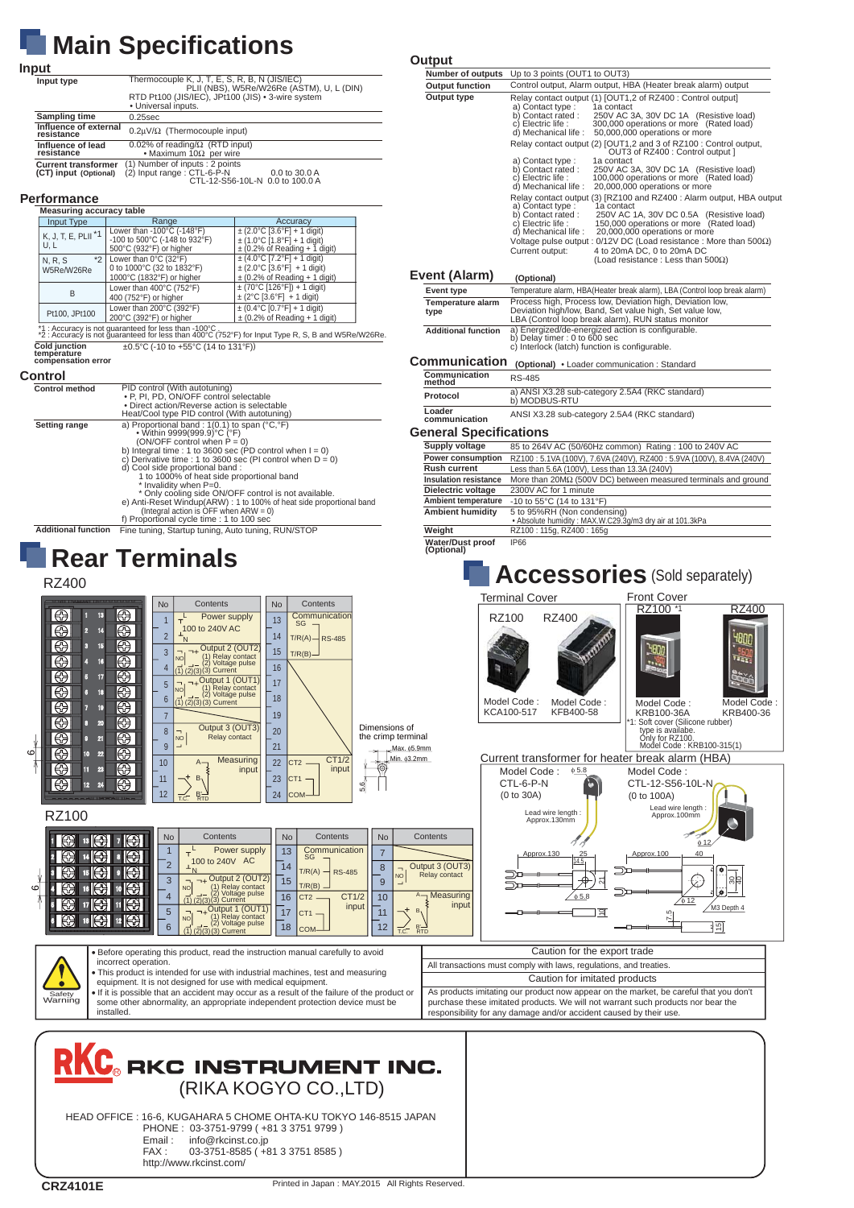# Main Specifications

## Input

| | |
|---|---|
| Input type | Thermocouple K, J, T, E, S, R, B, N (JIS/IEC) PLII (NBS), W5Re/W26Re (ASTM), U, L (DIN) RTD Pt100 (JIS/IEC), JPt100 (JIS) • 3-wire system • Universal inputs. |
| Sampling time | 0.25sec |
| Influence of external resistance | 0.2μV/Ω (Thermocouple input) |
| Influence of lead resistance | 0.02% of reading/Ω (RTD input) • Maximum 10Ω per wire |
| Current transformer (CT) input (Optional) | (1) Number of inputs : 2 points (2) Input range : CTL-6-P-N 0.0 to 30.0 A; CTL-12-S56-10L-N 0.0 to 100.0 A |

## Performance

Measuring accuracy table

| Input Type | Range | Accuracy |
|---|---|---|
| K, J, T, E, PLII *1 U, L | Lower than -100°C (-148°F) | ± (2.0°C [3.6°F] + 1 digit) |
| | -100 to 500°C (-148 to 932°F) | ± (1.0°C [1.8°F] + 1 digit) |
| | 500°C (932°F) or higher | ± (0.2% of Reading + 1 digit) |
| N, R, S *2 W5Re/W26Re | Lower than 0°C (32°F) | ± (4.0°C [7.2°F] + 1 digit) |
| | 0 to 1000°C (32 to 1832°F) | ± (2.0°C [3.6°F] + 1 digit) |
| | 1000°C (1832°F) or higher | ± (0.2% of Reading + 1 digit) |
| B | Lower than 400°C (752°F) | ± (70°C [126°F]) + 1 digit) |
| | 400 (752°F) or higher | ± (2°C [3.6°F] + 1 digit) |
| Pt100, JPt100 | Lower than 200°C (392°F) | ± (0.4°C [0.7°F] + 1 digit) |
| | 200°C (392°F) or higher | ± (0.2% of Reading + 1 digit) |

*1 : Accuracy is not guaranteed for less than -100°C.
*2 : Accuracy is not guaranteed for less than 400°C (752°F) for Input Type R, S, B and W5Re/W26Re.

| | |
|---|---|
| Cold junction temperature compensation error | ±0.5°C (-10 to +55°C (14 to 131°F)) |

## Control

| | |
|---|---|
| Control method | PID control (With autotuning) • P, PI, PD, ON/OFF control selectable • Direct action/Reverse action is selectable Heat/Cool type PID control (With autotuning) |
| Setting range | a) Proportional band : 1(0.1) to span (°C,°F) • Within 9999(999.9)°C (°F) (ON/OFF control when P = 0) b) Integral time : 1 to 3600 sec (PD control when I = 0) c) Derivative time : 1 to 3600 sec (PI control when D = 0) d) Cool side proportional band : 1 to 1000% of heat side proportional band * Invalidity when P=0. * Only cooling side ON/OFF control is not available. e) Anti-Reset Windup(ARW) : 1 to 100% of heat side proportional band (Integral action is OFF when ARW = 0) f) Proportional cycle time : 1 to 100 sec |
| Additional function | Fine tuning, Startup tuning, Auto tuning, RUN/STOP |

## Output

| | |
|---|---|
| Number of outputs | Up to 3 points (OUT1 to OUT3) |
| Output function | Control output, Alarm output, HBA (Heater break alarm) output |
| Output type | Relay contact output (1) [OUT1,2 of RZ400 : Control output] a) Contact type : 1a contact b) Contact rated : 250V AC 3A, 30V DC 1A (Resistive load) c) Electric life : 300,000 operations or more (Rated load) d) Mechanical life : 50,000,000 operations or more<br>Relay contact output (2) [OUT1,2 and 3 of RZ100 : Control output, OUT3 of RZ400 : Control output ] a) Contact type : 1a contact b) Contact rated : 250V AC 3A, 30V DC 1A (Resistive load) c) Electric life : 100,000 operations or more (Rated load) d) Mechanical life : 20,000,000 operations or more<br>Relay contact output (3) [RZ100 and RZ400 : Alarm output, HBA output a) Contact type : 1a contact b) Contact rated : 250V AC 1A, 30V DC 0.5A (Resistive load) c) Electric life : 150,000 operations or more (Rated load) d) Mechanical life : 20,000,000 operations or more<br>Voltage pulse output : 0/12V DC (Load resistance : More than 500Ω)<br>Current output: 4 to 20mA DC, 0 to 20mA DC (Load resistance : Less than 500Ω) |

## Event (Alarm) (Optional)

| | |
|---|---|
| Event type | Temperature alarm, HBA(Heater break alarm), LBA (Control loop break alarm) |
| Temperature alarm type | Process high, Process low, Deviation high, Deviation low, Deviation high/low, Band, Set value high, Set value low, LBA (Control loop break alarm), RUN status monitor |
| Additional function | a) Energized/de-energized action is configurable. b) Delay timer : 0 to 600 sec c) Interlock (latch) function is configurable. |

## Communication (Optional) • Loader communication : Standard

| | |
|---|---|
| Communication method | RS-485 |
| Protocol | a) ANSI X3.28 sub-category 2.5A4 (RKC standard) b) MODBUS-RTU |
| Loader communication | ANSI X3.28 sub-category 2.5A4 (RKC standard) |

## General Specifications

| | |
|---|---|
| Supply voltage | 85 to 264V AC (50/60Hz common) Rating : 100 to 240V AC |
| Power consumption | RZ100 : 5.1VA (100V), 7.6VA (240V), RZ400 : 5.9VA (100V), 8.4VA (240V) |
| Rush current | Less than 5.6A (100V), Less than 13.3A (240V) |
| Insulation resistance | More than 20MΩ (500V DC) between measured terminals and ground |
| Dielectric voltage | 2300V AC for 1 minute |
| Ambient temperature | -10 to 55°C (14 to 131°F) |
| Ambient humidity | 5 to 95%RH (Non condensing) • Absolute humidity : MAX.W.C29.3g/m3 dry air at 101.3kPa |
| Weight | RZ100 : 115g, RZ400 : 165g |
| Water/Dust proof (Optional) | IP66 |

# Rear Terminals

## RZ400

| No | Contents | No | Contents |
|---|---|---|---|
| 1 | Power supply 100 to 240V AC (L) | 13 | Communication SG |
| 2 | Power supply (N) | 14 | T/R(A) RS-485 |
| 3 | Output 2 (OUT2) (1) Relay contact (2) Voltage pulse (3) Current | 15 | T/R(B) |
| 4 | | 16 | |
| 5 | Output 1 (OUT1) (1) Relay contact (2) Voltage pulse (3) Current | 17 | |
| 6 | | 18 | |
| 7 | | 19 | |
| 8 | Output 3 (OUT3) Relay contact | 20 | |
| 9 | | 21 | |
| 10 | Measuring input (A) | 22 | CT2 — CT1/2 input |
| 11 | Measuring input (B, T.C. +) | 23 | CT1 |
| 12 | Measuring input (B, T.C. −, RTD) | 24 | COM |

Dimensions of the crimp terminal
Max. ϕ5.9mm
Min. ϕ3.2mm
5.6

## RZ100

| No | Contents | No | Contents | No | Contents |
|---|---|---|---|---|---|
| 1 | Power supply 100 to 240V AC (L) | 13 | Communication SG | 7 | |
| 2 | Power supply (N) | 14 | T/R(A) RS-485 | 8 | Output 3 (OUT3) Relay contact |
| 3 | Output 2 (OUT2) (1) Relay contact (2) Voltage pulse (3) Current | 15 | T/R(B) | 9 | |
| 4 | | 16 | CT2 — CT1/2 input | 10 | Measuring input (A) |
| 5 | Output 1 (OUT1) (1) Relay contact (2) Voltage pulse (3) Current | 17 | CT1 | 11 | Measuring input (B, T.C. +) |
| 6 | | 18 | COM | 12 | Measuring input (B, T.C. −, RTD) |

# Accessories (Sold separately)

**Terminal Cover**
RZ100 Model Code : KCA100-517
RZ400 Model Code : KFB400-58

**Front Cover**
RZ100 *1 Model Code : KRB100-36A
RZ400 Model Code : KRB400-36
*1: Soft cover (Silicone rubber) type is available. Only for RZ100. Model Code : KRB100-315(1)

**Current transformer for heater break alarm (HBA)**

Model Code : CTL-6-P-N (0 to 30A)
Lead wire length : Approx.130mm
ϕ5.8, Approx.130, 25, 14.5, 21, ϕ5.8, 10

Model Code : CTL-12-S56-10L-N (0 to 100A)
Lead wire length : Approx.100mm
ϕ12, Approx.100, 40, 30, 40, ϕ12, M3 Depth 4, 7.5, 15

## Safety Warning

- Before operating this product, read the instruction manual carefully to avoid incorrect operation.
- This product is intended for use with industrial machines, test and measuring equipment. It is not designed for use with medical equipment.
- If it is possible that an accident may occur as a result of the failure of the product or some other abnormality, an appropriate independent protection device must be installed.

**Caution for the export trade**

All transactions must comply with laws, regulations, and treaties.

**Caution for imitated products**

As products imitating our product now appear on the market, be careful that you don't purchase these imitated products. We will not warrant such products nor bear the responsibility for any damage and/or accident caused by their use.

**RKC INSTRUMENT INC.**
(RIKA KOGYO CO.,LTD)

HEAD OFFICE : 16-6, KUGAHARA 5 CHOME OHTA-KU TOKYO 146-8515 JAPAN
PHONE : 03-3751-9799 ( +81 3 3751 9799 )
Email : info@rkcinst.co.jp
FAX : 03-3751-8585 ( +81 3 3751 8585 )
http://www.rkcinst.com/

CRZ4101E

Printed in Japan : MAY.2015 All Rights Reserved.